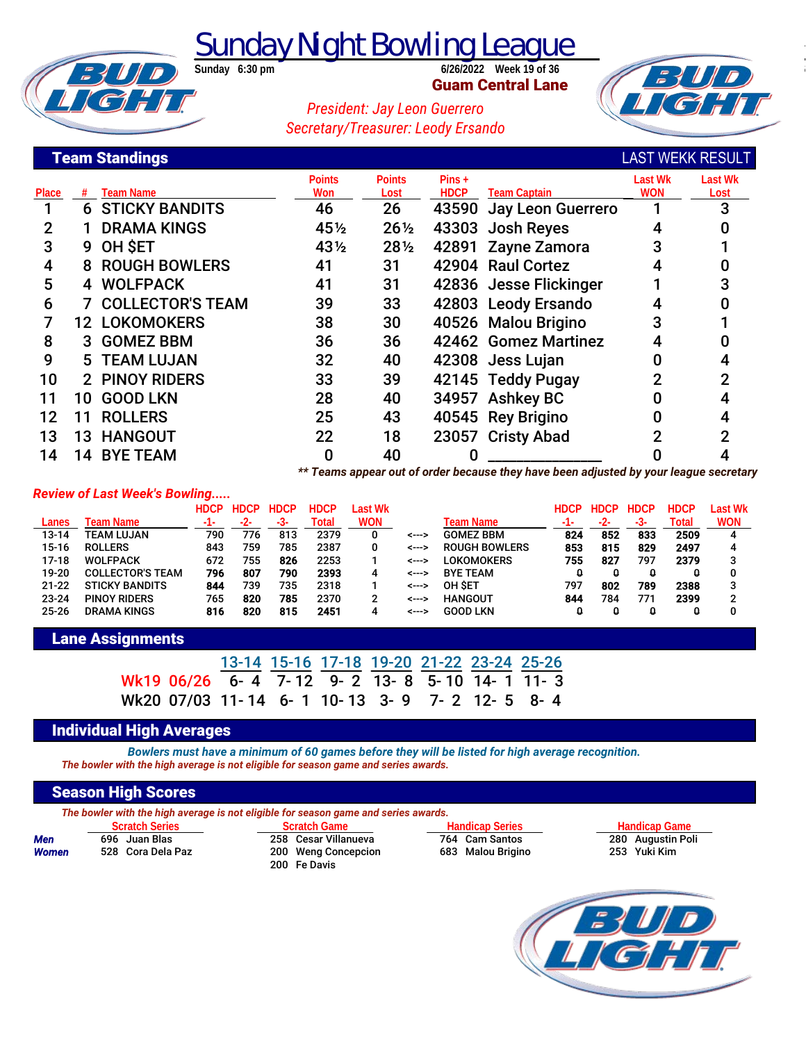# Sunday Night Bowling League

Sunday 6:30 pm

6/26/2022 Week 19 of 36

**Guam Central Lane**

*President: Jay Leon Guerrero*

*Secretary/Treasurer: Leody Ersando*

## Team Standings

LAST WEKK RESULT

| Place | # | Team Name | Points Won | Points Lost | Pins + HDCP | Team Captain | Last Wk WON | Last Wk Lost |
|---|---|---|---|---|---|---|---|---|
| 1 | 6 | STICKY BANDITS | 46 | 26 | 43590 | Jay Leon Guerrero | 1 | 3 |
| 2 | 1 | DRAMA KINGS | 45½ | 26½ | 43303 | Josh Reyes | 4 | 0 |
| 3 | 9 | OH $ET | 43½ | 28½ | 42891 | Zayne Zamora | 3 | 1 |
| 4 | 8 | ROUGH BOWLERS | 41 | 31 | 42904 | Raul Cortez | 4 | 0 |
| 5 | 4 | WOLFPACK | 41 | 31 | 42836 | Jesse Flickinger | 1 | 3 |
| 6 | 7 | COLLECTOR'S TEAM | 39 | 33 | 42803 | Leody Ersando | 4 | 0 |
| 7 | 12 | LOKOMOKERS | 38 | 30 | 40526 | Malou Brigino | 3 | 1 |
| 8 | 3 | GOMEZ BBM | 36 | 36 | 42462 | Gomez Martinez | 4 | 0 |
| 9 | 5 | TEAM LUJAN | 32 | 40 | 42308 | Jess Lujan | 0 | 4 |
| 10 | 2 | PINOY RIDERS | 33 | 39 | 42145 | Teddy Pugay | 2 | 2 |
| 11 | 10 | GOOD LKN | 28 | 40 | 34957 | Ashkey BC | 0 | 4 |
| 12 | 11 | ROLLERS | 25 | 43 | 40545 | Rey Brigino | 0 | 4 |
| 13 | 13 | HANGOUT | 22 | 18 | 23057 | Cristy Abad | 2 | 2 |
| 14 | 14 | BYE TEAM | 0 | 40 | 0 | ______________ | 0 | 4 |

*** Teams appear out of order because they have been adjusted by your league secretary*

*Review of Last Week's Bowling.....*

| Lanes | Team Name | HDCP -1- | HDCP -2- | HDCP -3- | HDCP Total | Last Wk WON | | Team Name | HDCP -1- | HDCP -2- | HDCP -3- | HDCP Total | Last Wk WON |
|---|---|---|---|---|---|---|---|---|---|---|---|---|---|
| 13-14 | TEAM LUJAN | 790 | 776 | 813 | 2379 | 0 | <---> | GOMEZ BBM | 824 | 852 | 833 | 2509 | 4 |
| 15-16 | ROLLERS | 843 | 759 | 785 | 2387 | 0 | <---> | ROUGH BOWLERS | 853 | 815 | 829 | 2497 | 4 |
| 17-18 | WOLFPACK | 672 | 755 | 826 | 2253 | 1 | <---> | LOKOMOKERS | 755 | 827 | 797 | 2379 | 3 |
| 19-20 | COLLECTOR'S TEAM | 796 | 807 | 790 | 2393 | 4 | <---> | BYE TEAM | 0 | 0 | 0 | 0 | 0 |
| 21-22 | STICKY BANDITS | 844 | 739 | 735 | 2318 | 1 | <---> | OH $ET | 797 | 802 | 789 | 2388 | 3 |
| 23-24 | PINOY RIDERS | 765 | 820 | 785 | 2370 | 2 | <---> | HANGOUT | 844 | 784 | 771 | 2399 | 2 |
| 25-26 | DRAMA KINGS | 816 | 820 | 815 | 2451 | 4 | <---> | GOOD LKN | 0 | 0 | 0 | 0 | 0 |

## Lane Assignments

| | 13-14 | 15-16 | 17-18 | 19-20 | 21-22 | 23-24 | 25-26 |
|---|---|---|---|---|---|---|---|
| Wk19 06/26 | 6- 4 | 7- 12 | 9- 2 | 13- 8 | 5- 10 | 14- 1 | 11- 3 |
| Wk20 07/03 | 11- 14 | 6- 1 | 10- 13 | 3- 9 | 7- 2 | 12- 5 | 8- 4 |

## Individual High Averages

***Bowlers must have a minimum of 60 games before they will be listed for high average recognition.***

***The bowler with the high average is not eligible for season game and series awards.***

## Season High Scores

***The bowler with the high average is not eligible for season game and series awards.***

| | Scratch Series | Scratch Game | Handicap Series | Handicap Game |
|---|---|---|---|---|
| ***Men*** | 696 Juan Blas | 258 Cesar Villanueva | 764 Cam Santos | 280 Augustin Poli |
| ***Women*** | 528 Cora Dela Paz | 200 Weng Concepcion | 683 Malou Brigino | 253 Yuki Kim |
| | | 200 Fe Davis | | |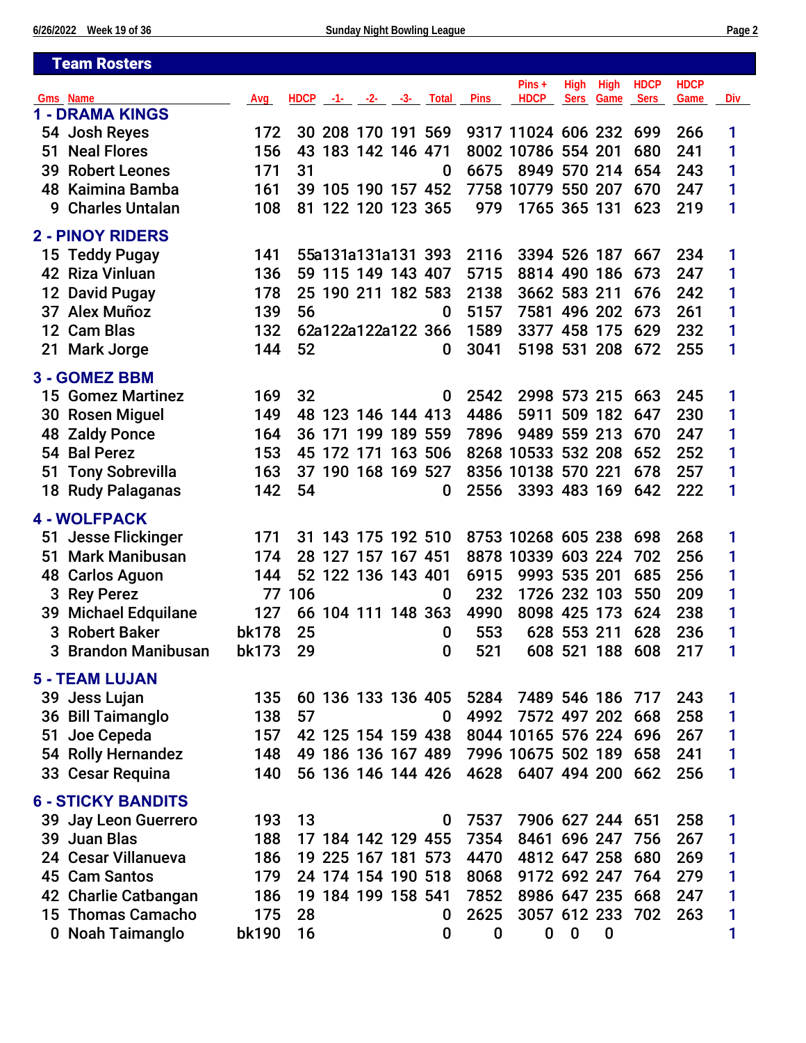## Team Rosters

| Gms | Name | Avg | HDCP | -1- | -2- | -3- | Total | Pins | Pins + HDCP | High Sers | High Game | HDCP Sers | HDCP Game | Div |
|---|---|---|---|---|---|---|---|---|---|---|---|---|---|---|
| **1 - DRAMA KINGS** | | | | | | | | | | | | | | |
| 54 | Josh Reyes | 172 | 30 | 208 | 170 | 191 | 569 | 9317 | 11024 | 606 | 232 | 699 | 266 | 1 |
| 51 | Neal Flores | 156 | 43 | 183 | 142 | 146 | 471 | 8002 | 10786 | 554 | 201 | 680 | 241 | 1 |
| 39 | Robert Leones | 171 | 31 | | | | 0 | 6675 | 8949 | 570 | 214 | 654 | 243 | 1 |
| 48 | Kaimina Bamba | 161 | 39 | 105 | 190 | 157 | 452 | 7758 | 10779 | 550 | 207 | 670 | 247 | 1 |
| 9 | Charles Untalan | 108 | 81 | 122 | 120 | 123 | 365 | 979 | 1765 | 365 | 131 | 623 | 219 | 1 |
| **2 - PINOY RIDERS** | | | | | | | | | | | | | | |
| 15 | Teddy Pugay | 141 | 55 | a131 | a131 | a131 | 393 | 2116 | 3394 | 526 | 187 | 667 | 234 | 1 |
| 42 | Riza Vinluan | 136 | 59 | 115 | 149 | 143 | 407 | 5715 | 8814 | 490 | 186 | 673 | 247 | 1 |
| 12 | David Pugay | 178 | 25 | 190 | 211 | 182 | 583 | 2138 | 3662 | 583 | 211 | 676 | 242 | 1 |
| 37 | Alex Muñoz | 139 | 56 | | | | 0 | 5157 | 7581 | 496 | 202 | 673 | 261 | 1 |
| 12 | Cam Blas | 132 | 62 | a122 | a122 | a122 | 366 | 1589 | 3377 | 458 | 175 | 629 | 232 | 1 |
| 21 | Mark Jorge | 144 | 52 | | | | 0 | 3041 | 5198 | 531 | 208 | 672 | 255 | 1 |
| **3 - GOMEZ BBM** | | | | | | | | | | | | | | |
| 15 | Gomez Martinez | 169 | 32 | | | | 0 | 2542 | 2998 | 573 | 215 | 663 | 245 | 1 |
| 30 | Rosen Miguel | 149 | 48 | 123 | 146 | 144 | 413 | 4486 | 5911 | 509 | 182 | 647 | 230 | 1 |
| 48 | Zaldy Ponce | 164 | 36 | 171 | 199 | 189 | 559 | 7896 | 9489 | 559 | 213 | 670 | 247 | 1 |
| 54 | Bal Perez | 153 | 45 | 172 | 171 | 163 | 506 | 8268 | 10533 | 532 | 208 | 652 | 252 | 1 |
| 51 | Tony Sobrevilla | 163 | 37 | 190 | 168 | 169 | 527 | 8356 | 10138 | 570 | 221 | 678 | 257 | 1 |
| 18 | Rudy Palaganas | 142 | 54 | | | | 0 | 2556 | 3393 | 483 | 169 | 642 | 222 | 1 |
| **4 - WOLFPACK** | | | | | | | | | | | | | | |
| 51 | Jesse Flickinger | 171 | 31 | 143 | 175 | 192 | 510 | 8753 | 10268 | 605 | 238 | 698 | 268 | 1 |
| 51 | Mark Manibusan | 174 | 28 | 127 | 157 | 167 | 451 | 8878 | 10339 | 603 | 224 | 702 | 256 | 1 |
| 48 | Carlos Aguon | 144 | 52 | 122 | 136 | 143 | 401 | 6915 | 9993 | 535 | 201 | 685 | 256 | 1 |
| 3 | Rey Perez | 77 | 106 | | | | 0 | 232 | 1726 | 232 | 103 | 550 | 209 | 1 |
| 39 | Michael Edquilane | 127 | 66 | 104 | 111 | 148 | 363 | 4990 | 8098 | 425 | 173 | 624 | 238 | 1 |
| 3 | Robert Baker | bk178 | 25 | | | | 0 | 553 | 628 | 553 | 211 | 628 | 236 | 1 |
| 3 | Brandon Manibusan | bk173 | 29 | | | | 0 | 521 | 608 | 521 | 188 | 608 | 217 | 1 |
| **5 - TEAM LUJAN** | | | | | | | | | | | | | | |
| 39 | Jess Lujan | 135 | 60 | 136 | 133 | 136 | 405 | 5284 | 7489 | 546 | 186 | 717 | 243 | 1 |
| 36 | Bill Taimanglo | 138 | 57 | | | | 0 | 4992 | 7572 | 497 | 202 | 668 | 258 | 1 |
| 51 | Joe Cepeda | 157 | 42 | 125 | 154 | 159 | 438 | 8044 | 10165 | 576 | 224 | 696 | 267 | 1 |
| 54 | Rolly Hernandez | 148 | 49 | 186 | 136 | 167 | 489 | 7996 | 10675 | 502 | 189 | 658 | 241 | 1 |
| 33 | Cesar Requina | 140 | 56 | 136 | 146 | 144 | 426 | 4628 | 6407 | 494 | 200 | 662 | 256 | 1 |
| **6 - STICKY BANDITS** | | | | | | | | | | | | | | |
| 39 | Jay Leon Guerrero | 193 | 13 | | | | 0 | 7537 | 7906 | 627 | 244 | 651 | 258 | 1 |
| 39 | Juan Blas | 188 | 17 | 184 | 142 | 129 | 455 | 7354 | 8461 | 696 | 247 | 756 | 267 | 1 |
| 24 | Cesar Villanueva | 186 | 19 | 225 | 167 | 181 | 573 | 4470 | 4812 | 647 | 258 | 680 | 269 | 1 |
| 45 | Cam Santos | 179 | 24 | 174 | 154 | 190 | 518 | 8068 | 9172 | 692 | 247 | 764 | 279 | 1 |
| 42 | Charlie Catbangan | 186 | 19 | 184 | 199 | 158 | 541 | 7852 | 8986 | 647 | 235 | 668 | 247 | 1 |
| 15 | Thomas Camacho | 175 | 28 | | | | 0 | 2625 | 3057 | 612 | 233 | 702 | 263 | 1 |
| 0 | Noah Taimanglo | bk190 | 16 | | | | 0 | 0 | 0 | 0 | 0 | | | 1 |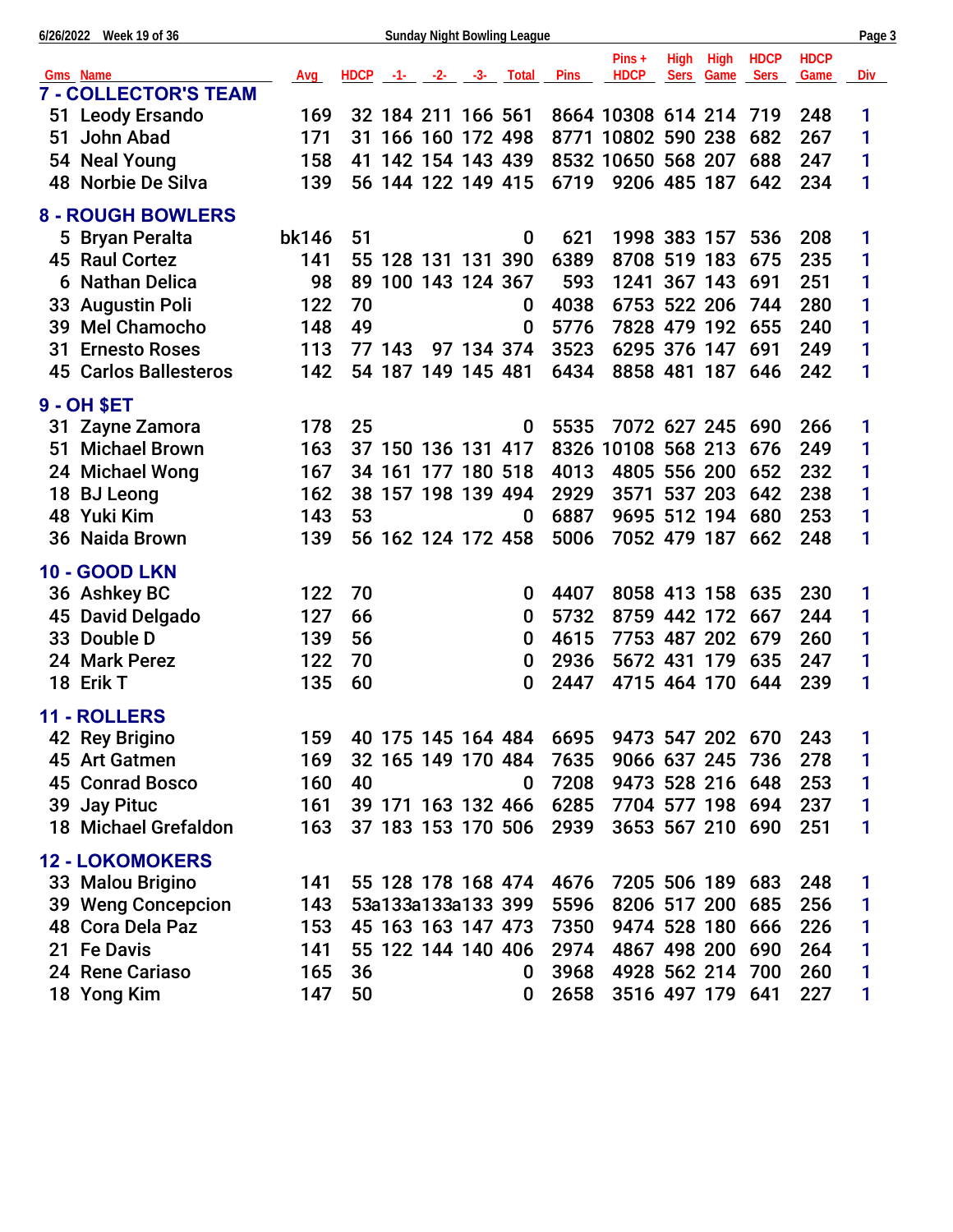Sunday Night Bowling League

6/26/2022 Week 19 of 36

| Gms | Name | Avg | HDCP | -1- | -2- | -3- | Total | Pins | Pins + HDCP | High Sers | High Game | HDCP Sers | HDCP Game | Div |
|---|---|---|---|---|---|---|---|---|---|---|---|---|---|---|
| **7 - COLLECTOR'S TEAM** | | | | | | | | | | | | | | |
| 51 | Leody Ersando | 169 | 32 | 184 | 211 | 166 | 561 | 8664 | 10308 | 614 | 214 | 719 | 248 | 1 |
| 51 | John Abad | 171 | 31 | 166 | 160 | 172 | 498 | 8771 | 10802 | 590 | 238 | 682 | 267 | 1 |
| 54 | Neal Young | 158 | 41 | 142 | 154 | 143 | 439 | 8532 | 10650 | 568 | 207 | 688 | 247 | 1 |
| 48 | Norbie De Silva | 139 | 56 | 144 | 122 | 149 | 415 | 6719 | 9206 | 485 | 187 | 642 | 234 | 1 |
| **8 - ROUGH BOWLERS** | | | | | | | | | | | | | | |
| 5 | Bryan Peralta | bk146 | 51 | | | | 0 | 621 | 1998 | 383 | 157 | 536 | 208 | 1 |
| 45 | Raul Cortez | 141 | 55 | 128 | 131 | 131 | 390 | 6389 | 8708 | 519 | 183 | 675 | 235 | 1 |
| 6 | Nathan Delica | 98 | 89 | 100 | 143 | 124 | 367 | 593 | 1241 | 367 | 143 | 691 | 251 | 1 |
| 33 | Augustin Poli | 122 | 70 | | | | 0 | 4038 | 6753 | 522 | 206 | 744 | 280 | 1 |
| 39 | Mel Chamocho | 148 | 49 | | | | 0 | 5776 | 7828 | 479 | 192 | 655 | 240 | 1 |
| 31 | Ernesto Roses | 113 | 77 | 143 | 97 | 134 | 374 | 3523 | 6295 | 376 | 147 | 691 | 249 | 1 |
| 45 | Carlos Ballesteros | 142 | 54 | 187 | 149 | 145 | 481 | 6434 | 8858 | 481 | 187 | 646 | 242 | 1 |
| **9 - OH $ET** | | | | | | | | | | | | | | |
| 31 | Zayne Zamora | 178 | 25 | | | | 0 | 5535 | 7072 | 627 | 245 | 690 | 266 | 1 |
| 51 | Michael Brown | 163 | 37 | 150 | 136 | 131 | 417 | 8326 | 10108 | 568 | 213 | 676 | 249 | 1 |
| 24 | Michael Wong | 167 | 34 | 161 | 177 | 180 | 518 | 4013 | 4805 | 556 | 200 | 652 | 232 | 1 |
| 18 | BJ Leong | 162 | 38 | 157 | 198 | 139 | 494 | 2929 | 3571 | 537 | 203 | 642 | 238 | 1 |
| 48 | Yuki Kim | 143 | 53 | | | | 0 | 6887 | 9695 | 512 | 194 | 680 | 253 | 1 |
| 36 | Naida Brown | 139 | 56 | 162 | 124 | 172 | 458 | 5006 | 7052 | 479 | 187 | 662 | 248 | 1 |
| **10 - GOOD LKN** | | | | | | | | | | | | | | |
| 36 | Ashkey BC | 122 | 70 | | | | 0 | 4407 | 8058 | 413 | 158 | 635 | 230 | 1 |
| 45 | David Delgado | 127 | 66 | | | | 0 | 5732 | 8759 | 442 | 172 | 667 | 244 | 1 |
| 33 | Double D | 139 | 56 | | | | 0 | 4615 | 7753 | 487 | 202 | 679 | 260 | 1 |
| 24 | Mark Perez | 122 | 70 | | | | 0 | 2936 | 5672 | 431 | 179 | 635 | 247 | 1 |
| 18 | Erik T | 135 | 60 | | | | 0 | 2447 | 4715 | 464 | 170 | 644 | 239 | 1 |
| **11 - ROLLERS** | | | | | | | | | | | | | | |
| 42 | Rey Brigino | 159 | 40 | 175 | 145 | 164 | 484 | 6695 | 9473 | 547 | 202 | 670 | 243 | 1 |
| 45 | Art Gatmen | 169 | 32 | 165 | 149 | 170 | 484 | 7635 | 9066 | 637 | 245 | 736 | 278 | 1 |
| 45 | Conrad Bosco | 160 | 40 | | | | 0 | 7208 | 9473 | 528 | 216 | 648 | 253 | 1 |
| 39 | Jay Pituc | 161 | 39 | 171 | 163 | 132 | 466 | 6285 | 7704 | 577 | 198 | 694 | 237 | 1 |
| 18 | Michael Grefaldon | 163 | 37 | 183 | 153 | 170 | 506 | 2939 | 3653 | 567 | 210 | 690 | 251 | 1 |
| **12 - LOKOMOKERS** | | | | | | | | | | | | | | |
| 33 | Malou Brigino | 141 | 55 | 128 | 178 | 168 | 474 | 4676 | 7205 | 506 | 189 | 683 | 248 | 1 |
| 39 | Weng Concepcion | 143 | 53 | a133 | a133 | a133 | 399 | 5596 | 8206 | 517 | 200 | 685 | 256 | 1 |
| 48 | Cora Dela Paz | 153 | 45 | 163 | 163 | 147 | 473 | 7350 | 9474 | 528 | 180 | 666 | 226 | 1 |
| 21 | Fe Davis | 141 | 55 | 122 | 144 | 140 | 406 | 2974 | 4867 | 498 | 200 | 690 | 264 | 1 |
| 24 | Rene Cariaso | 165 | 36 | | | | 0 | 3968 | 4928 | 562 | 214 | 700 | 260 | 1 |
| 18 | Yong Kim | 147 | 50 | | | | 0 | 2658 | 3516 | 497 | 179 | 641 | 227 | 1 |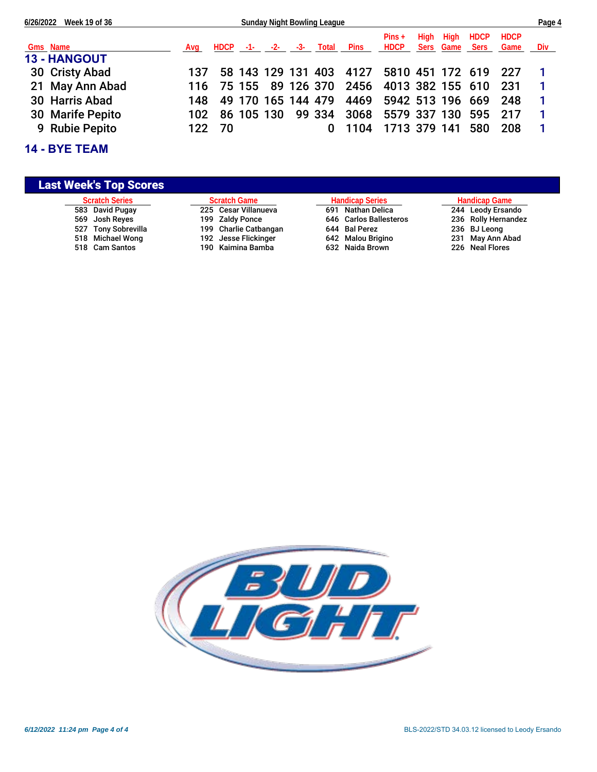| Gms | Name | Avg | HDCP | -1- | -2- | -3- | Total | Pins | Pins + HDCP | High Sers | High Game | HDCP Sers | HDCP Game | Div |
|---|---|---|---|---|---|---|---|---|---|---|---|---|---|---|
| **13 - HANGOUT** | | | | | | | | | | | | | | |
| 30 | Cristy Abad | 137 | 58 | 143 | 129 | 131 | 403 | 4127 | 5810 | 451 | 172 | 619 | 227 | 1 |
| 21 | May Ann Abad | 116 | 75 | 155 | 89 | 126 | 370 | 2456 | 4013 | 382 | 155 | 610 | 231 | 1 |
| 30 | Harris Abad | 148 | 49 | 170 | 165 | 144 | 479 | 4469 | 5942 | 513 | 196 | 669 | 248 | 1 |
| 30 | Marife Pepito | 102 | 86 | 105 | 130 | 99 | 334 | 3068 | 5579 | 337 | 130 | 595 | 217 | 1 |
| 9 | Rubie Pepito | 122 | 70 | | | | 0 | 1104 | 1713 | 379 | 141 | 580 | 208 | 1 |

**14 - BYE TEAM**

## Last Week's Top Scores

| Scratch Series | | Scratch Game | | Handicap Series | | Handicap Game | |
|---|---|---|---|---|---|---|---|
| 583 | David Pugay | 225 | Cesar Villanueva | 691 | Nathan Delica | 244 | Leody Ersando |
| 569 | Josh Reyes | 199 | Zaldy Ponce | 646 | Carlos Ballesteros | 236 | Rolly Hernandez |
| 527 | Tony Sobrevilla | 199 | Charlie Catbangan | 644 | Bal Perez | 236 | BJ Leong |
| 518 | Michael Wong | 192 | Jesse Flickinger | 642 | Malou Brigino | 231 | May Ann Abad |
| 518 | Cam Santos | 190 | Kaimina Bamba | 632 | Naida Brown | 226 | Neal Flores |

BUD LIGHT

BLS-2022/STD 34.03.12 licensed to Leody Ersando